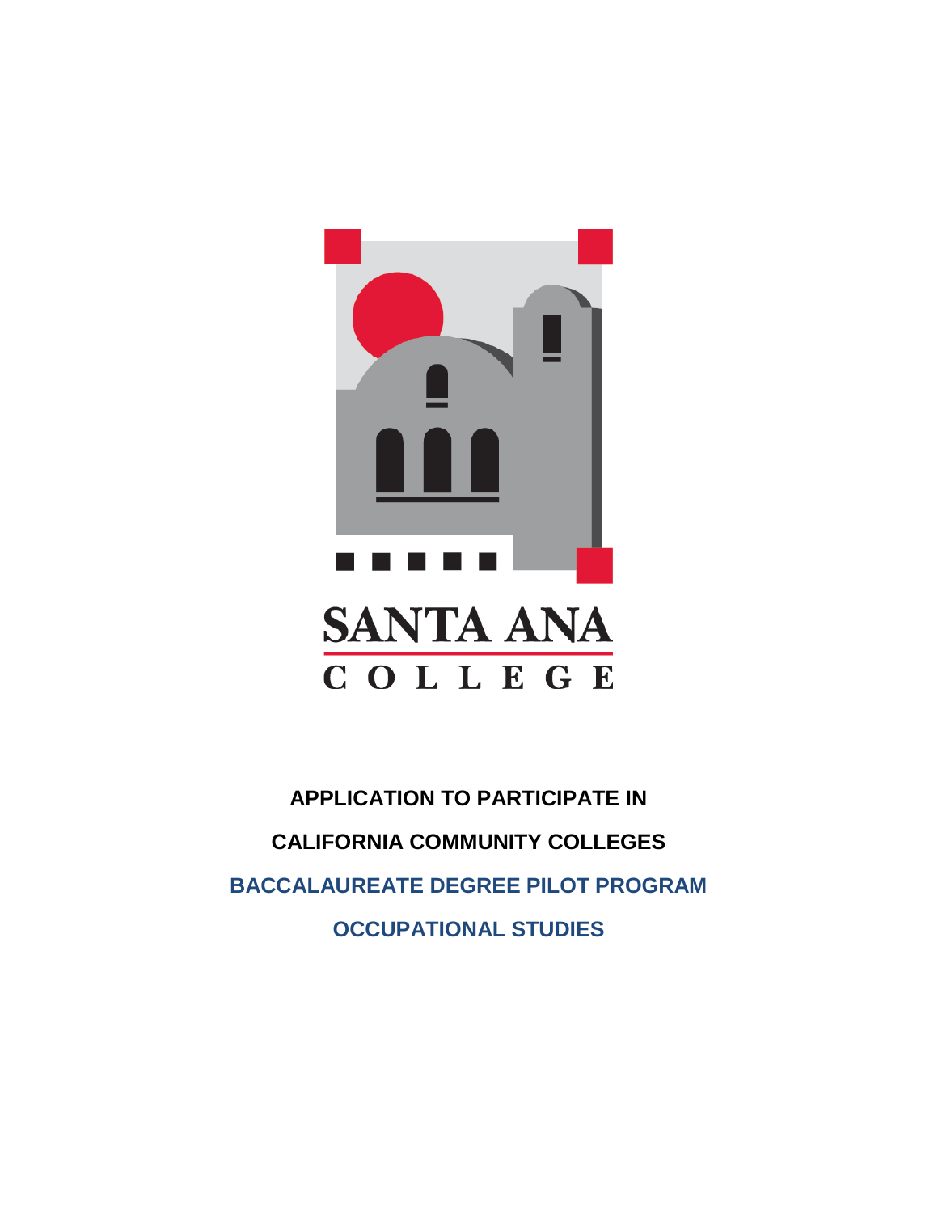SANTA ANA COLLEGE

# APPLICATION TO PARTICIPATE IN

# CALIFORNIA COMMUNITY COLLEGES

# BACCALAUREATE DEGREE PILOT PROGRAM

# OCCUPATIONAL STUDIES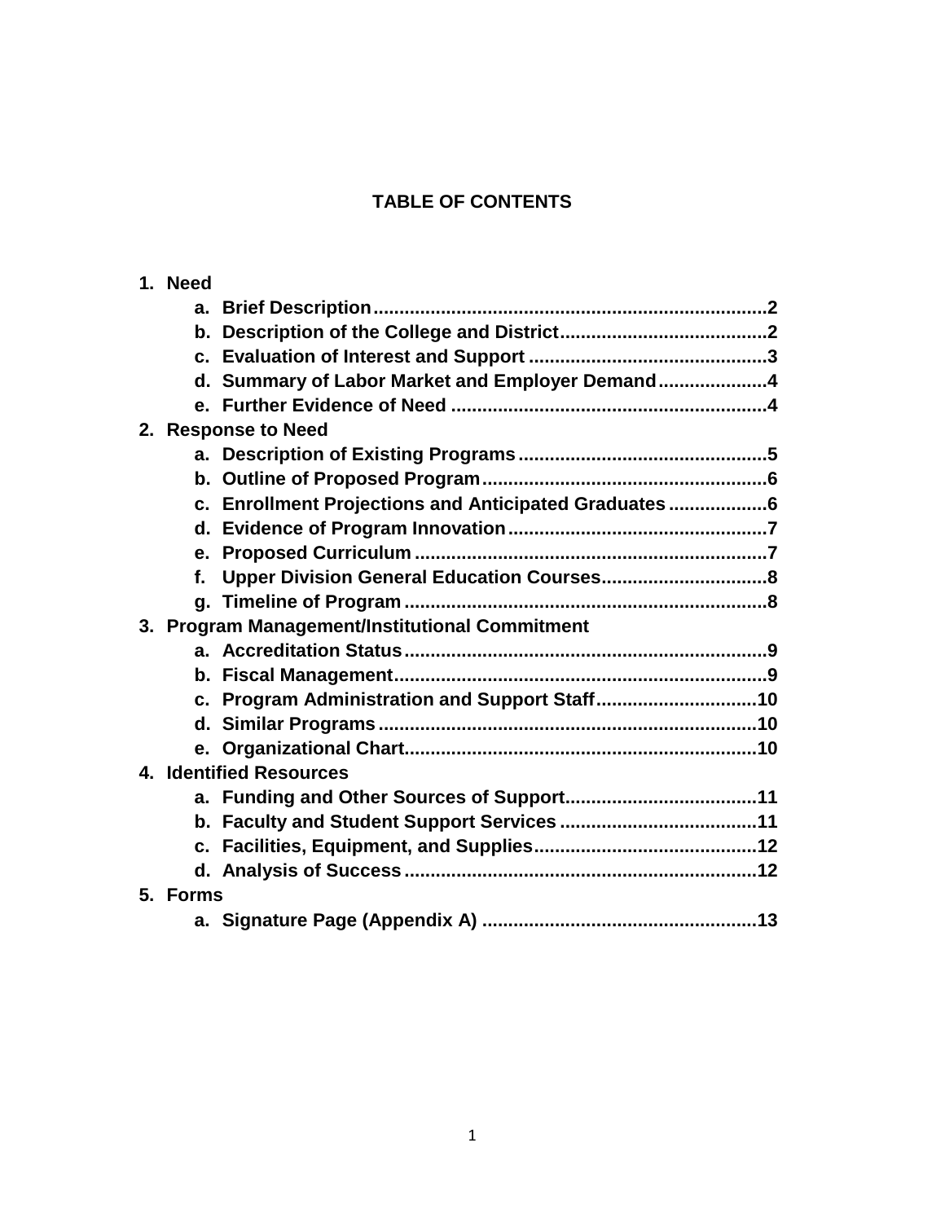# TABLE OF CONTENTS

1. **Need**
   a. **Brief Description..........................................................................2**
   b. **Description of the College and District.......................................2**
   c. **Evaluation of Interest and Support .............................................3**
   d. **Summary of Labor Market and Employer Demand.....................4**
   e. **Further Evidence of Need ............................................................4**
2. **Response to Need**
   a. **Description of Existing Programs................................................5**
   b. **Outline of Proposed Program......................................................6**
   c. **Enrollment Projections and Anticipated Graduates ...................6**
   d. **Evidence of Program Innovation..................................................7**
   e. **Proposed Curriculum ...................................................................7**
   f. **Upper Division General Education Courses................................8**
   g. **Timeline of Program .....................................................................8**
3. **Program Management/Institutional Commitment**
   a. **Accreditation Status.....................................................................9**
   b. **Fiscal Management.......................................................................9**
   c. **Program Administration and Support Staff...............................10**
   d. **Similar Programs........................................................................10**
   e. **Organizational Chart...................................................................10**
4. **Identified Resources**
   a. **Funding and Other Sources of Support....................................11**
   b. **Faculty and Student Support Services .....................................11**
   c. **Facilities, Equipment, and Supplies...........................................12**
   d. **Analysis of Success ...................................................................12**
5. **Forms**
   a. **Signature Page (Appendix A) ....................................................13**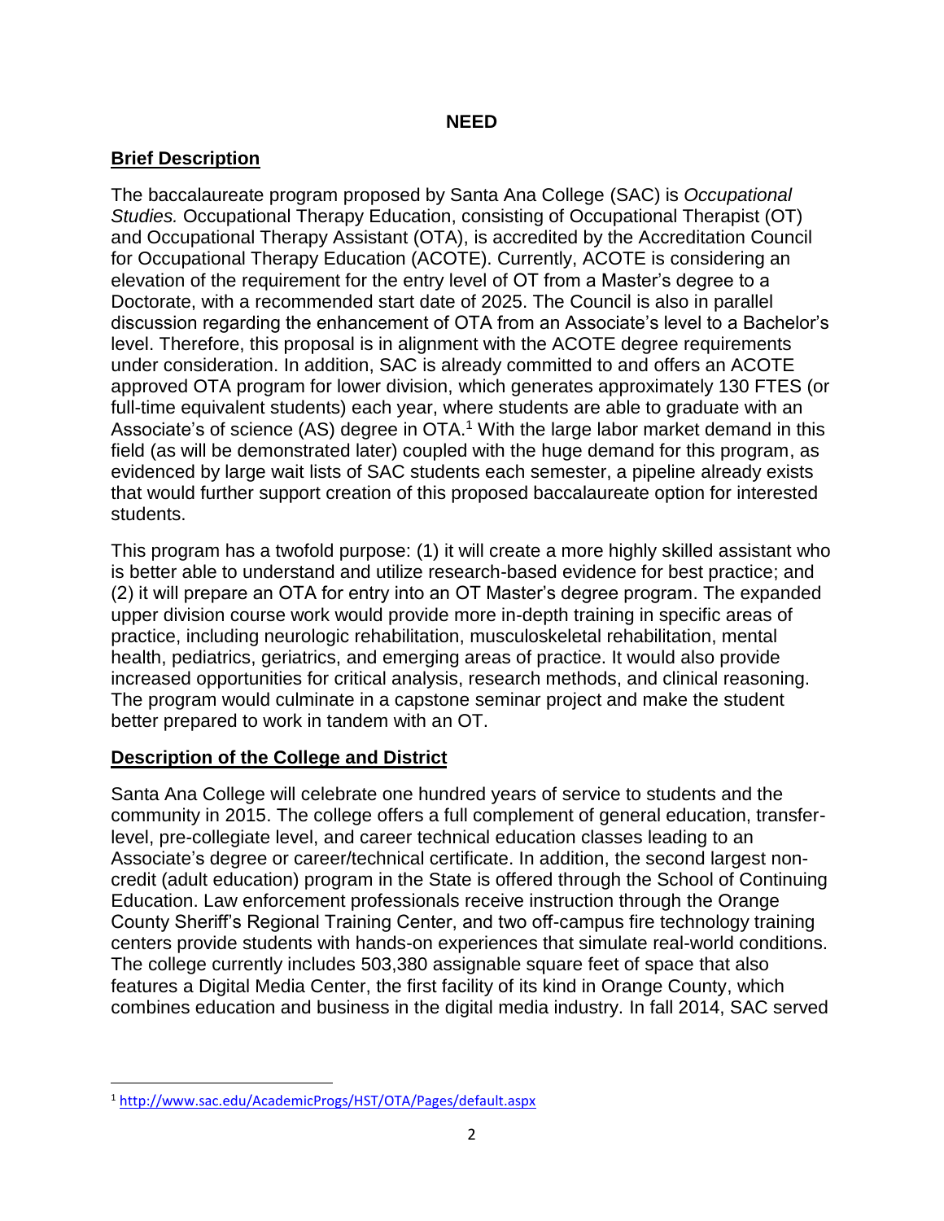# NEED

## Brief Description

The baccalaureate program proposed by Santa Ana College (SAC) is *Occupational Studies.* Occupational Therapy Education, consisting of Occupational Therapist (OT) and Occupational Therapy Assistant (OTA), is accredited by the Accreditation Council for Occupational Therapy Education (ACOTE). Currently, ACOTE is considering an elevation of the requirement for the entry level of OT from a Master's degree to a Doctorate, with a recommended start date of 2025. The Council is also in parallel discussion regarding the enhancement of OTA from an Associate's level to a Bachelor's level. Therefore, this proposal is in alignment with the ACOTE degree requirements under consideration. In addition, SAC is already committed to and offers an ACOTE approved OTA program for lower division, which generates approximately 130 FTES (or full-time equivalent students) each year, where students are able to graduate with an Associate's of science (AS) degree in OTA.[1] With the large labor market demand in this field (as will be demonstrated later) coupled with the huge demand for this program, as evidenced by large wait lists of SAC students each semester, a pipeline already exists that would further support creation of this proposed baccalaureate option for interested students.

This program has a twofold purpose: (1) it will create a more highly skilled assistant who is better able to understand and utilize research-based evidence for best practice; and (2) it will prepare an OTA for entry into an OT Master's degree program. The expanded upper division course work would provide more in-depth training in specific areas of practice, including neurologic rehabilitation, musculoskeletal rehabilitation, mental health, pediatrics, geriatrics, and emerging areas of practice. It would also provide increased opportunities for critical analysis, research methods, and clinical reasoning. The program would culminate in a capstone seminar project and make the student better prepared to work in tandem with an OT.

## Description of the College and District

Santa Ana College will celebrate one hundred years of service to students and the community in 2015. The college offers a full complement of general education, transfer-level, pre-collegiate level, and career technical education classes leading to an Associate's degree or career/technical certificate. In addition, the second largest non-credit (adult education) program in the State is offered through the School of Continuing Education. Law enforcement professionals receive instruction through the Orange County Sheriff's Regional Training Center, and two off-campus fire technology training centers provide students with hands-on experiences that simulate real-world conditions. The college currently includes 503,380 assignable square feet of space that also features a Digital Media Center, the first facility of its kind in Orange County, which combines education and business in the digital media industry. In fall 2014, SAC served

---

[1] http://www.sac.edu/AcademicProgs/HST/OTA/Pages/default.aspx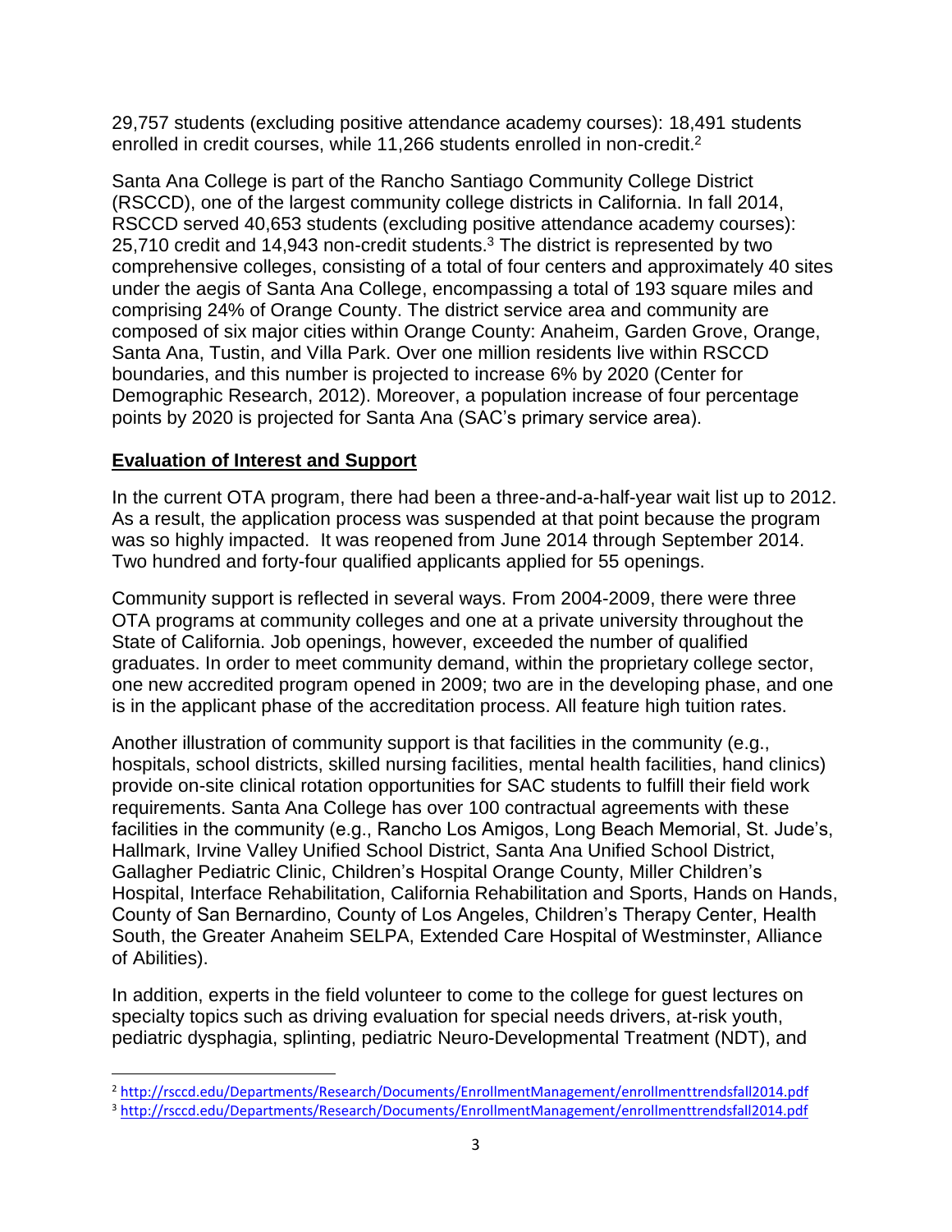29,757 students (excluding positive attendance academy courses): 18,491 students enrolled in credit courses, while 11,266 students enrolled in non-credit.[2]

Santa Ana College is part of the Rancho Santiago Community College District (RSCCD), one of the largest community college districts in California. In fall 2014, RSCCD served 40,653 students (excluding positive attendance academy courses): 25,710 credit and 14,943 non-credit students.[3] The district is represented by two comprehensive colleges, consisting of a total of four centers and approximately 40 sites under the aegis of Santa Ana College, encompassing a total of 193 square miles and comprising 24% of Orange County. The district service area and community are composed of six major cities within Orange County: Anaheim, Garden Grove, Orange, Santa Ana, Tustin, and Villa Park. Over one million residents live within RSCCD boundaries, and this number is projected to increase 6% by 2020 (Center for Demographic Research, 2012). Moreover, a population increase of four percentage points by 2020 is projected for Santa Ana (SAC's primary service area).

## Evaluation of Interest and Support

In the current OTA program, there had been a three-and-a-half-year wait list up to 2012. As a result, the application process was suspended at that point because the program was so highly impacted. It was reopened from June 2014 through September 2014. Two hundred and forty-four qualified applicants applied for 55 openings.

Community support is reflected in several ways. From 2004-2009, there were three OTA programs at community colleges and one at a private university throughout the State of California. Job openings, however, exceeded the number of qualified graduates. In order to meet community demand, within the proprietary college sector, one new accredited program opened in 2009; two are in the developing phase, and one is in the applicant phase of the accreditation process. All feature high tuition rates.

Another illustration of community support is that facilities in the community (e.g., hospitals, school districts, skilled nursing facilities, mental health facilities, hand clinics) provide on-site clinical rotation opportunities for SAC students to fulfill their field work requirements. Santa Ana College has over 100 contractual agreements with these facilities in the community (e.g., Rancho Los Amigos, Long Beach Memorial, St. Jude's, Hallmark, Irvine Valley Unified School District, Santa Ana Unified School District, Gallagher Pediatric Clinic, Children's Hospital Orange County, Miller Children's Hospital, Interface Rehabilitation, California Rehabilitation and Sports, Hands on Hands, County of San Bernardino, County of Los Angeles, Children's Therapy Center, Health South, the Greater Anaheim SELPA, Extended Care Hospital of Westminster, Alliance of Abilities).

In addition, experts in the field volunteer to come to the college for guest lectures on specialty topics such as driving evaluation for special needs drivers, at-risk youth, pediatric dysphagia, splinting, pediatric Neuro-Developmental Treatment (NDT), and

---

[2] http://rsccd.edu/Departments/Research/Documents/EnrollmentManagement/enrollmenttrendsfall2014.pdf

[3] http://rsccd.edu/Departments/Research/Documents/EnrollmentManagement/enrollmenttrendsfall2014.pdf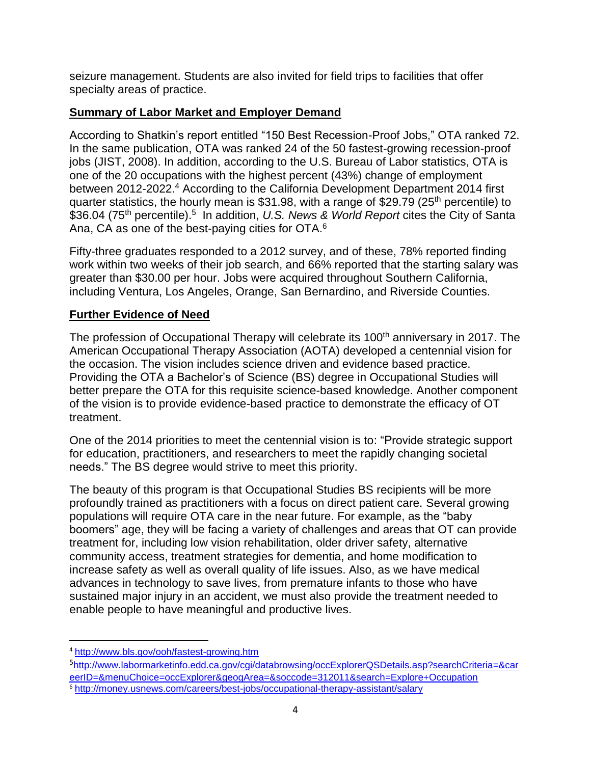seizure management. Students are also invited for field trips to facilities that offer specialty areas of practice.

## Summary of Labor Market and Employer Demand

According to Shatkin's report entitled "150 Best Recession-Proof Jobs," OTA ranked 72. In the same publication, OTA was ranked 24 of the 50 fastest-growing recession-proof jobs (JIST, 2008). In addition, according to the U.S. Bureau of Labor statistics, OTA is one of the 20 occupations with the highest percent (43%) change of employment between 2012-2022.[4] According to the California Development Department 2014 first quarter statistics, the hourly mean is $31.98, with a range of $29.79 (25th percentile) to $36.04 (75th percentile).[5] In addition, *U.S. News & World Report* cites the City of Santa Ana, CA as one of the best-paying cities for OTA.[6]

Fifty-three graduates responded to a 2012 survey, and of these, 78% reported finding work within two weeks of their job search, and 66% reported that the starting salary was greater than $30.00 per hour. Jobs were acquired throughout Southern California, including Ventura, Los Angeles, Orange, San Bernardino, and Riverside Counties.

## Further Evidence of Need

The profession of Occupational Therapy will celebrate its 100th anniversary in 2017. The American Occupational Therapy Association (AOTA) developed a centennial vision for the occasion. The vision includes science driven and evidence based practice. Providing the OTA a Bachelor's of Science (BS) degree in Occupational Studies will better prepare the OTA for this requisite science-based knowledge. Another component of the vision is to provide evidence-based practice to demonstrate the efficacy of OT treatment.

One of the 2014 priorities to meet the centennial vision is to: "Provide strategic support for education, practitioners, and researchers to meet the rapidly changing societal needs." The BS degree would strive to meet this priority.

The beauty of this program is that Occupational Studies BS recipients will be more profoundly trained as practitioners with a focus on direct patient care. Several growing populations will require OTA care in the near future. For example, as the "baby boomers" age, they will be facing a variety of challenges and areas that OT can provide treatment for, including low vision rehabilitation, older driver safety, alternative community access, treatment strategies for dementia, and home modification to increase safety as well as overall quality of life issues. Also, as we have medical advances in technology to save lives, from premature infants to those who have sustained major injury in an accident, we must also provide the treatment needed to enable people to have meaningful and productive lives.

---

[4] http://www.bls.gov/ooh/fastest-growing.htm

[5] http://www.labormarketinfo.edd.ca.gov/cgi/databrowsing/occExplorerQSDetails.asp?searchCriteria=&careerID=&menuChoice=occExplorer&geogArea=&soccode=312011&search=Explore+Occupation

[6] http://money.usnews.com/careers/best-jobs/occupational-therapy-assistant/salary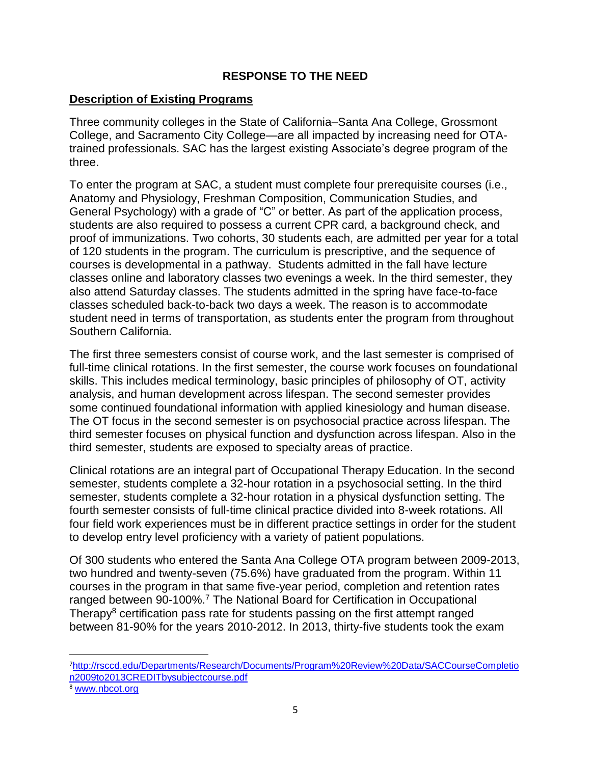## RESPONSE TO THE NEED

**Description of Existing Programs**

Three community colleges in the State of California–Santa Ana College, Grossmont College, and Sacramento City College—are all impacted by increasing need for OTA-trained professionals. SAC has the largest existing Associate's degree program of the three.

To enter the program at SAC, a student must complete four prerequisite courses (i.e., Anatomy and Physiology, Freshman Composition, Communication Studies, and General Psychology) with a grade of "C" or better. As part of the application process, students are also required to possess a current CPR card, a background check, and proof of immunizations. Two cohorts, 30 students each, are admitted per year for a total of 120 students in the program. The curriculum is prescriptive, and the sequence of courses is developmental in a pathway. Students admitted in the fall have lecture classes online and laboratory classes two evenings a week. In the third semester, they also attend Saturday classes. The students admitted in the spring have face-to-face classes scheduled back-to-back two days a week. The reason is to accommodate student need in terms of transportation, as students enter the program from throughout Southern California.

The first three semesters consist of course work, and the last semester is comprised of full-time clinical rotations. In the first semester, the course work focuses on foundational skills. This includes medical terminology, basic principles of philosophy of OT, activity analysis, and human development across lifespan. The second semester provides some continued foundational information with applied kinesiology and human disease. The OT focus in the second semester is on psychosocial practice across lifespan. The third semester focuses on physical function and dysfunction across lifespan. Also in the third semester, students are exposed to specialty areas of practice.

Clinical rotations are an integral part of Occupational Therapy Education. In the second semester, students complete a 32-hour rotation in a psychosocial setting. In the third semester, students complete a 32-hour rotation in a physical dysfunction setting. The fourth semester consists of full-time clinical practice divided into 8-week rotations. All four field work experiences must be in different practice settings in order for the student to develop entry level proficiency with a variety of patient populations.

Of 300 students who entered the Santa Ana College OTA program between 2009-2013, two hundred and twenty-seven (75.6%) have graduated from the program. Within 11 courses in the program in that same five-year period, completion and retention rates ranged between 90-100%.[7] The National Board for Certification in Occupational Therapy[8] certification pass rate for students passing on the first attempt ranged between 81-90% for the years 2010-2012. In 2013, thirty-five students took the exam

---

[7] http://rsccd.edu/Departments/Research/Documents/Program%20Review%20Data/SACCourseCompletion2009to2013CREDITbysubjectcourse.pdf

[8] www.nbcot.org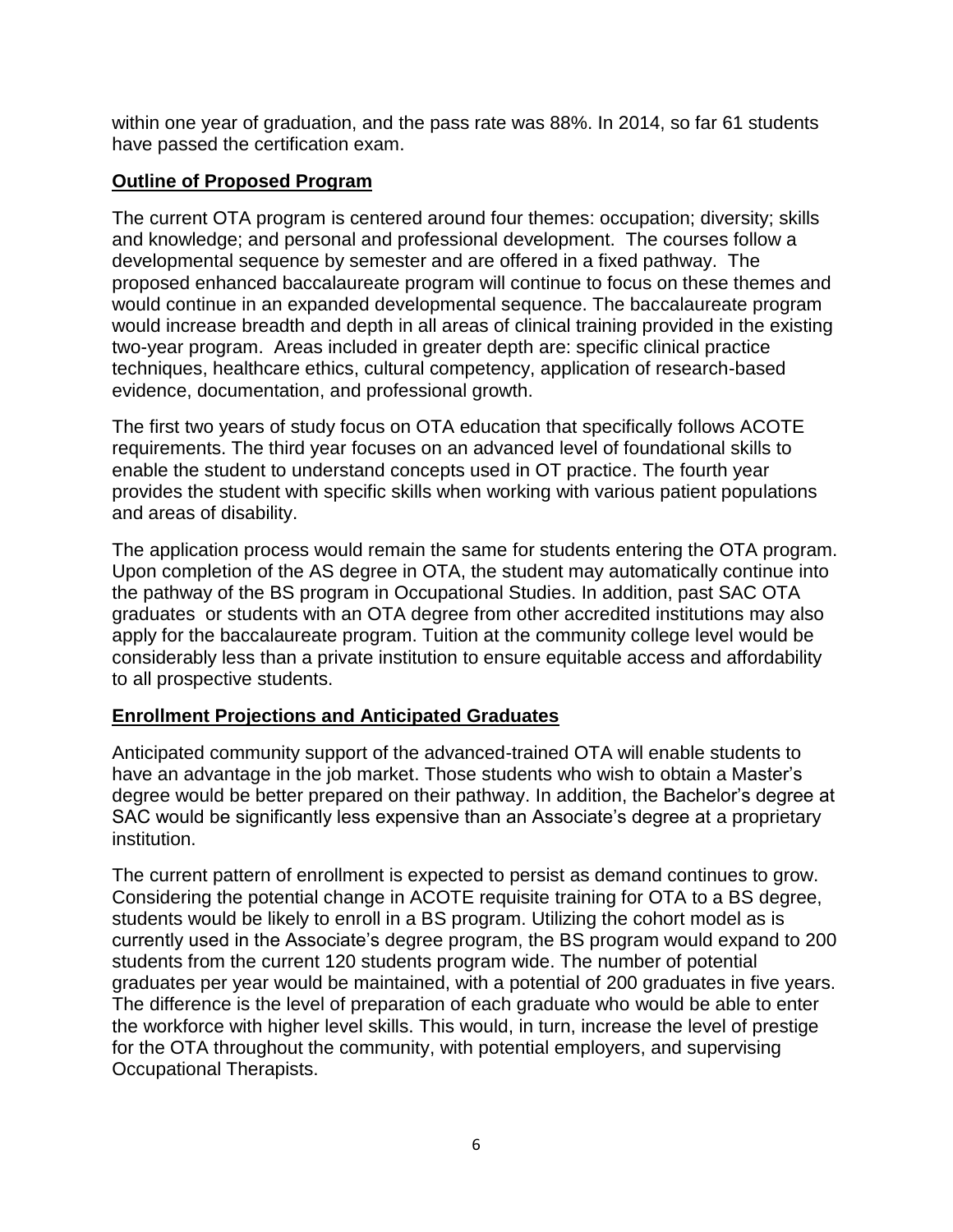within one year of graduation, and the pass rate was 88%. In 2014, so far 61 students have passed the certification exam.

## Outline of Proposed Program

The current OTA program is centered around four themes: occupation; diversity; skills and knowledge; and personal and professional development. The courses follow a developmental sequence by semester and are offered in a fixed pathway. The proposed enhanced baccalaureate program will continue to focus on these themes and would continue in an expanded developmental sequence. The baccalaureate program would increase breadth and depth in all areas of clinical training provided in the existing two-year program. Areas included in greater depth are: specific clinical practice techniques, healthcare ethics, cultural competency, application of research-based evidence, documentation, and professional growth.

The first two years of study focus on OTA education that specifically follows ACOTE requirements. The third year focuses on an advanced level of foundational skills to enable the student to understand concepts used in OT practice. The fourth year provides the student with specific skills when working with various patient populations and areas of disability.

The application process would remain the same for students entering the OTA program. Upon completion of the AS degree in OTA, the student may automatically continue into the pathway of the BS program in Occupational Studies. In addition, past SAC OTA graduates or students with an OTA degree from other accredited institutions may also apply for the baccalaureate program. Tuition at the community college level would be considerably less than a private institution to ensure equitable access and affordability to all prospective students.

## Enrollment Projections and Anticipated Graduates

Anticipated community support of the advanced-trained OTA will enable students to have an advantage in the job market. Those students who wish to obtain a Master's degree would be better prepared on their pathway. In addition, the Bachelor's degree at SAC would be significantly less expensive than an Associate's degree at a proprietary institution.

The current pattern of enrollment is expected to persist as demand continues to grow. Considering the potential change in ACOTE requisite training for OTA to a BS degree, students would be likely to enroll in a BS program. Utilizing the cohort model as is currently used in the Associate's degree program, the BS program would expand to 200 students from the current 120 students program wide. The number of potential graduates per year would be maintained, with a potential of 200 graduates in five years. The difference is the level of preparation of each graduate who would be able to enter the workforce with higher level skills. This would, in turn, increase the level of prestige for the OTA throughout the community, with potential employers, and supervising Occupational Therapists.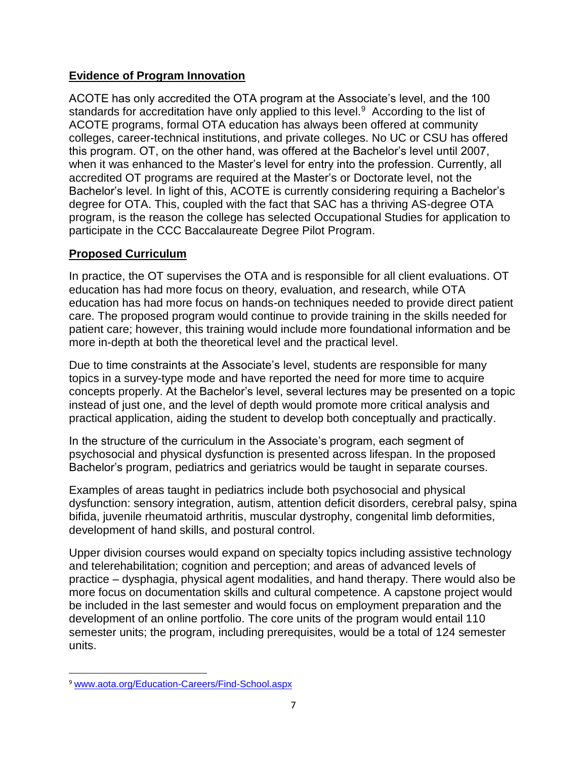## Evidence of Program Innovation

ACOTE has only accredited the OTA program at the Associate's level, and the 100 standards for accreditation have only applied to this level.[9] According to the list of ACOTE programs, formal OTA education has always been offered at community colleges, career-technical institutions, and private colleges. No UC or CSU has offered this program. OT, on the other hand, was offered at the Bachelor's level until 2007, when it was enhanced to the Master's level for entry into the profession. Currently, all accredited OT programs are required at the Master's or Doctorate level, not the Bachelor's level. In light of this, ACOTE is currently considering requiring a Bachelor's degree for OTA. This, coupled with the fact that SAC has a thriving AS-degree OTA program, is the reason the college has selected Occupational Studies for application to participate in the CCC Baccalaureate Degree Pilot Program.

## Proposed Curriculum

In practice, the OT supervises the OTA and is responsible for all client evaluations. OT education has had more focus on theory, evaluation, and research, while OTA education has had more focus on hands-on techniques needed to provide direct patient care. The proposed program would continue to provide training in the skills needed for patient care; however, this training would include more foundational information and be more in-depth at both the theoretical level and the practical level.

Due to time constraints at the Associate's level, students are responsible for many topics in a survey-type mode and have reported the need for more time to acquire concepts properly. At the Bachelor's level, several lectures may be presented on a topic instead of just one, and the level of depth would promote more critical analysis and practical application, aiding the student to develop both conceptually and practically.

In the structure of the curriculum in the Associate's program, each segment of psychosocial and physical dysfunction is presented across lifespan. In the proposed Bachelor's program, pediatrics and geriatrics would be taught in separate courses.

Examples of areas taught in pediatrics include both psychosocial and physical dysfunction: sensory integration, autism, attention deficit disorders, cerebral palsy, spina bifida, juvenile rheumatoid arthritis, muscular dystrophy, congenital limb deformities, development of hand skills, and postural control.

Upper division courses would expand on specialty topics including assistive technology and telerehabilitation; cognition and perception; and areas of advanced levels of practice – dysphagia, physical agent modalities, and hand therapy. There would also be more focus on documentation skills and cultural competence. A capstone project would be included in the last semester and would focus on employment preparation and the development of an online portfolio. The core units of the program would entail 110 semester units; the program, including prerequisites, would be a total of 124 semester units.

---

[9] www.aota.org/Education-Careers/Find-School.aspx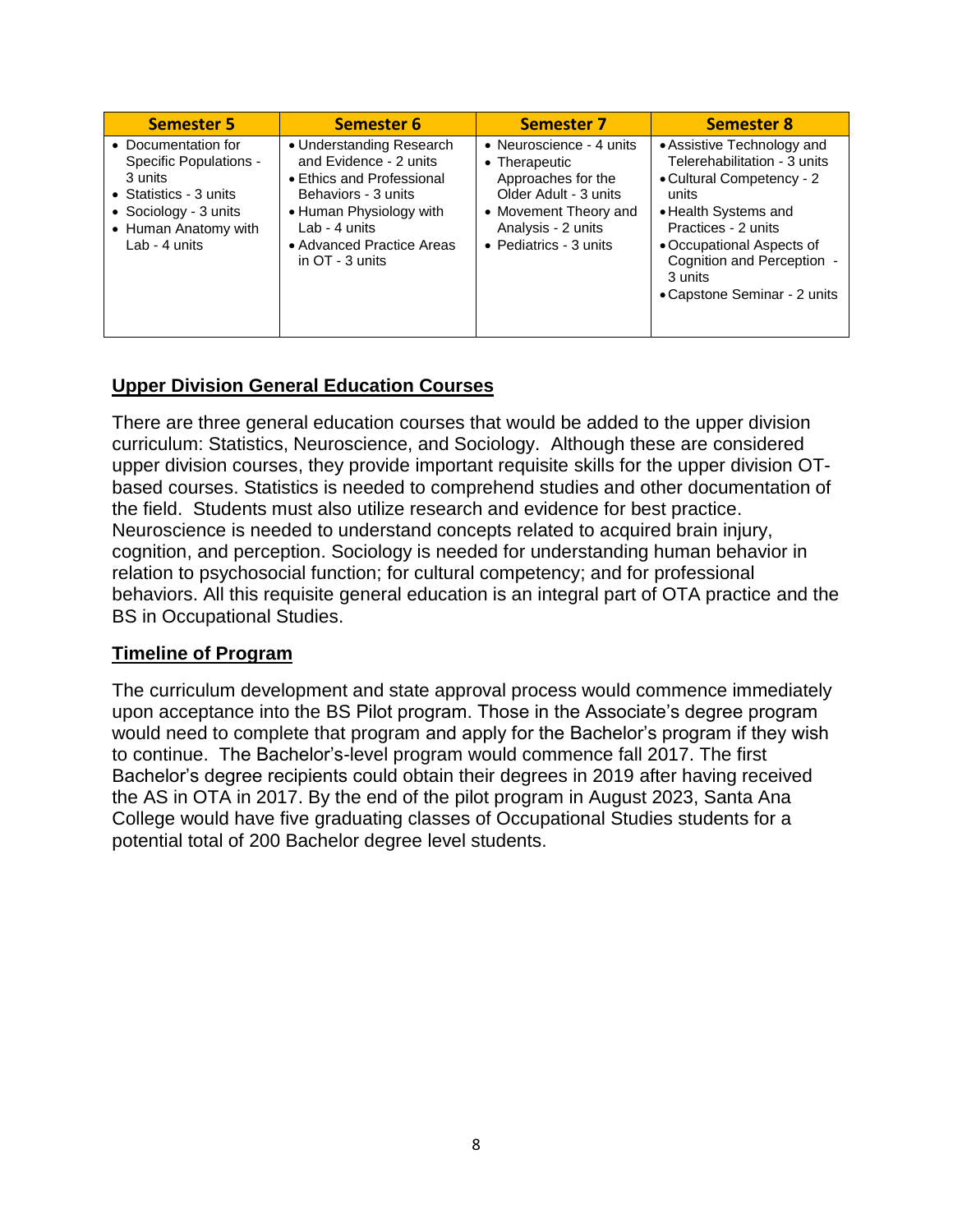| Semester 5 | Semester 6 | Semester 7 | Semester 8 |
|---|---|---|---|
| • Documentation for Specific Populations - 3 units<br>• Statistics - 3 units<br>• Sociology - 3 units<br>• Human Anatomy with Lab - 4 units | • Understanding Research and Evidence - 2 units<br>• Ethics and Professional Behaviors - 3 units<br>• Human Physiology with Lab - 4 units<br>• Advanced Practice Areas in OT - 3 units | • Neuroscience - 4 units<br>• Therapeutic Approaches for the Older Adult - 3 units<br>• Movement Theory and Analysis - 2 units<br>• Pediatrics - 3 units | • Assistive Technology and Telerehabilitation - 3 units<br>• Cultural Competency - 2 units<br>• Health Systems and Practices - 2 units<br>• Occupational Aspects of Cognition and Perception - 3 units<br>• Capstone Seminar - 2 units |

## Upper Division General Education Courses

There are three general education courses that would be added to the upper division curriculum: Statistics, Neuroscience, and Sociology. Although these are considered upper division courses, they provide important requisite skills for the upper division OT-based courses. Statistics is needed to comprehend studies and other documentation of the field. Students must also utilize research and evidence for best practice. Neuroscience is needed to understand concepts related to acquired brain injury, cognition, and perception. Sociology is needed for understanding human behavior in relation to psychosocial function; for cultural competency; and for professional behaviors. All this requisite general education is an integral part of OTA practice and the BS in Occupational Studies.

## Timeline of Program

The curriculum development and state approval process would commence immediately upon acceptance into the BS Pilot program. Those in the Associate's degree program would need to complete that program and apply for the Bachelor's program if they wish to continue. The Bachelor's-level program would commence fall 2017. The first Bachelor's degree recipients could obtain their degrees in 2019 after having received the AS in OTA in 2017. By the end of the pilot program in August 2023, Santa Ana College would have five graduating classes of Occupational Studies students for a potential total of 200 Bachelor degree level students.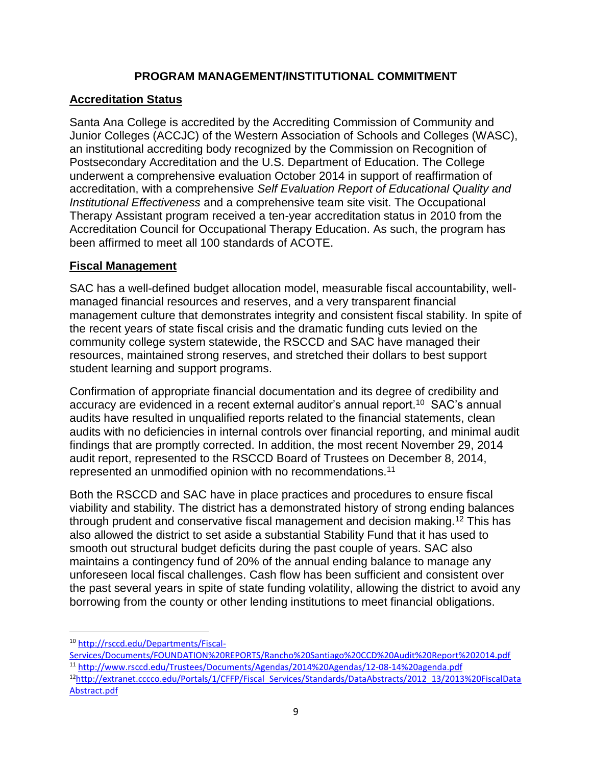## PROGRAM MANAGEMENT/INSTITUTIONAL COMMITMENT

### Accreditation Status

Santa Ana College is accredited by the Accrediting Commission of Community and Junior Colleges (ACCJC) of the Western Association of Schools and Colleges (WASC), an institutional accrediting body recognized by the Commission on Recognition of Postsecondary Accreditation and the U.S. Department of Education. The College underwent a comprehensive evaluation October 2014 in support of reaffirmation of accreditation, with a comprehensive *Self Evaluation Report of Educational Quality and Institutional Effectiveness* and a comprehensive team site visit. The Occupational Therapy Assistant program received a ten-year accreditation status in 2010 from the Accreditation Council for Occupational Therapy Education. As such, the program has been affirmed to meet all 100 standards of ACOTE.

### Fiscal Management

SAC has a well-defined budget allocation model, measurable fiscal accountability, well-managed financial resources and reserves, and a very transparent financial management culture that demonstrates integrity and consistent fiscal stability. In spite of the recent years of state fiscal crisis and the dramatic funding cuts levied on the community college system statewide, the RSCCD and SAC have managed their resources, maintained strong reserves, and stretched their dollars to best support student learning and support programs.

Confirmation of appropriate financial documentation and its degree of credibility and accuracy are evidenced in a recent external auditor's annual report.[10] SAC's annual audits have resulted in unqualified reports related to the financial statements, clean audits with no deficiencies in internal controls over financial reporting, and minimal audit findings that are promptly corrected. In addition, the most recent November 29, 2014 audit report, represented to the RSCCD Board of Trustees on December 8, 2014, represented an unmodified opinion with no recommendations.[11]

Both the RSCCD and SAC have in place practices and procedures to ensure fiscal viability and stability. The district has a demonstrated history of strong ending balances through prudent and conservative fiscal management and decision making.[12] This has also allowed the district to set aside a substantial Stability Fund that it has used to smooth out structural budget deficits during the past couple of years. SAC also maintains a contingency fund of 20% of the annual ending balance to manage any unforeseen local fiscal challenges. Cash flow has been sufficient and consistent over the past several years in spite of state funding volatility, allowing the district to avoid any borrowing from the county or other lending institutions to meet financial obligations.

---

[10] http://rsccd.edu/Departments/Fiscal-Services/Documents/FOUNDATION%20REPORTS/Rancho%20Santiago%20CCD%20Audit%20Report%202014.pdf

[11] http://www.rsccd.edu/Trustees/Documents/Agendas/2014%20Agendas/12-08-14%20agenda.pdf

[12] http://extranet.cccco.edu/Portals/1/CFFP/Fiscal_Services/Standards/DataAbstracts/2012_13/2013%20FiscalDataAbstract.pdf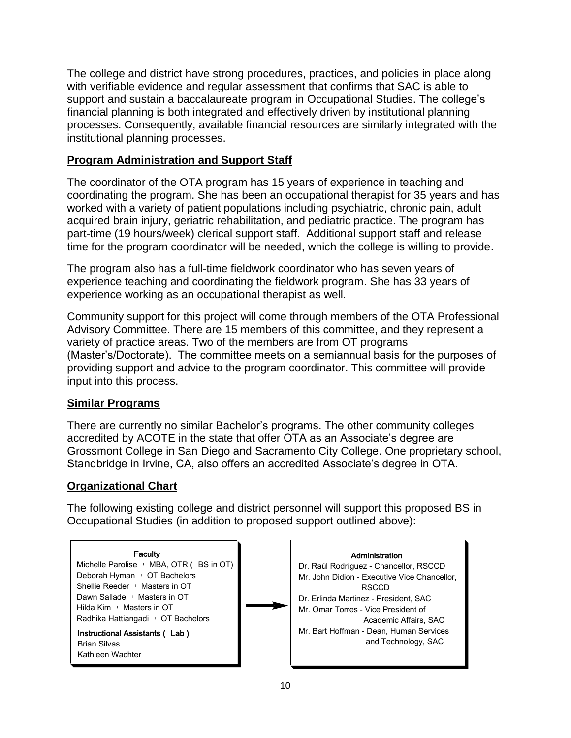The college and district have strong procedures, practices, and policies in place along with verifiable evidence and regular assessment that confirms that SAC is able to support and sustain a baccalaureate program in Occupational Studies. The college's financial planning is both integrated and effectively driven by institutional planning processes. Consequently, available financial resources are similarly integrated with the institutional planning processes.

## Program Administration and Support Staff

The coordinator of the OTA program has 15 years of experience in teaching and coordinating the program. She has been an occupational therapist for 35 years and has worked with a variety of patient populations including psychiatric, chronic pain, adult acquired brain injury, geriatric rehabilitation, and pediatric practice. The program has part-time (19 hours/week) clerical support staff. Additional support staff and release time for the program coordinator will be needed, which the college is willing to provide.

The program also has a full-time fieldwork coordinator who has seven years of experience teaching and coordinating the fieldwork program. She has 33 years of experience working as an occupational therapist as well.

Community support for this project will come through members of the OTA Professional Advisory Committee. There are 15 members of this committee, and they represent a variety of practice areas. Two of the members are from OT programs (Master's/Doctorate). The committee meets on a semiannual basis for the purposes of providing support and advice to the program coordinator. This committee will provide input into this process.

## Similar Programs

There are currently no similar Bachelor's programs. The other community colleges accredited by ACOTE in the state that offer OTA as an Associate's degree are Grossmont College in San Diego and Sacramento City College. One proprietary school, Standbridge in Irvine, CA, also offers an accredited Associate's degree in OTA.

## Organizational Chart

The following existing college and district personnel will support this proposed BS in Occupational Studies (in addition to proposed support outlined above):

**Faculty**

- Michelle Parolise – MBA, OTR (BS in OT)
- Deborah Hyman – OT Bachelors
- Shellie Reeder – Masters in OT
- Dawn Sallade – Masters in OT
- Hilda Kim – Masters in OT
- Radhika Hattiangadi – OT Bachelors

**Instructional Assistants (Lab)**

- Brian Silvas
- Kathleen Wachter

→

**Administration**

- Dr. Raúl Rodríguez - Chancellor, RSCCD
- Mr. John Didion - Executive Vice Chancellor, RSCCD
- Dr. Erlinda Martinez - President, SAC
- Mr. Omar Torres - Vice President of Academic Affairs, SAC
- Mr. Bart Hoffman - Dean, Human Services and Technology, SAC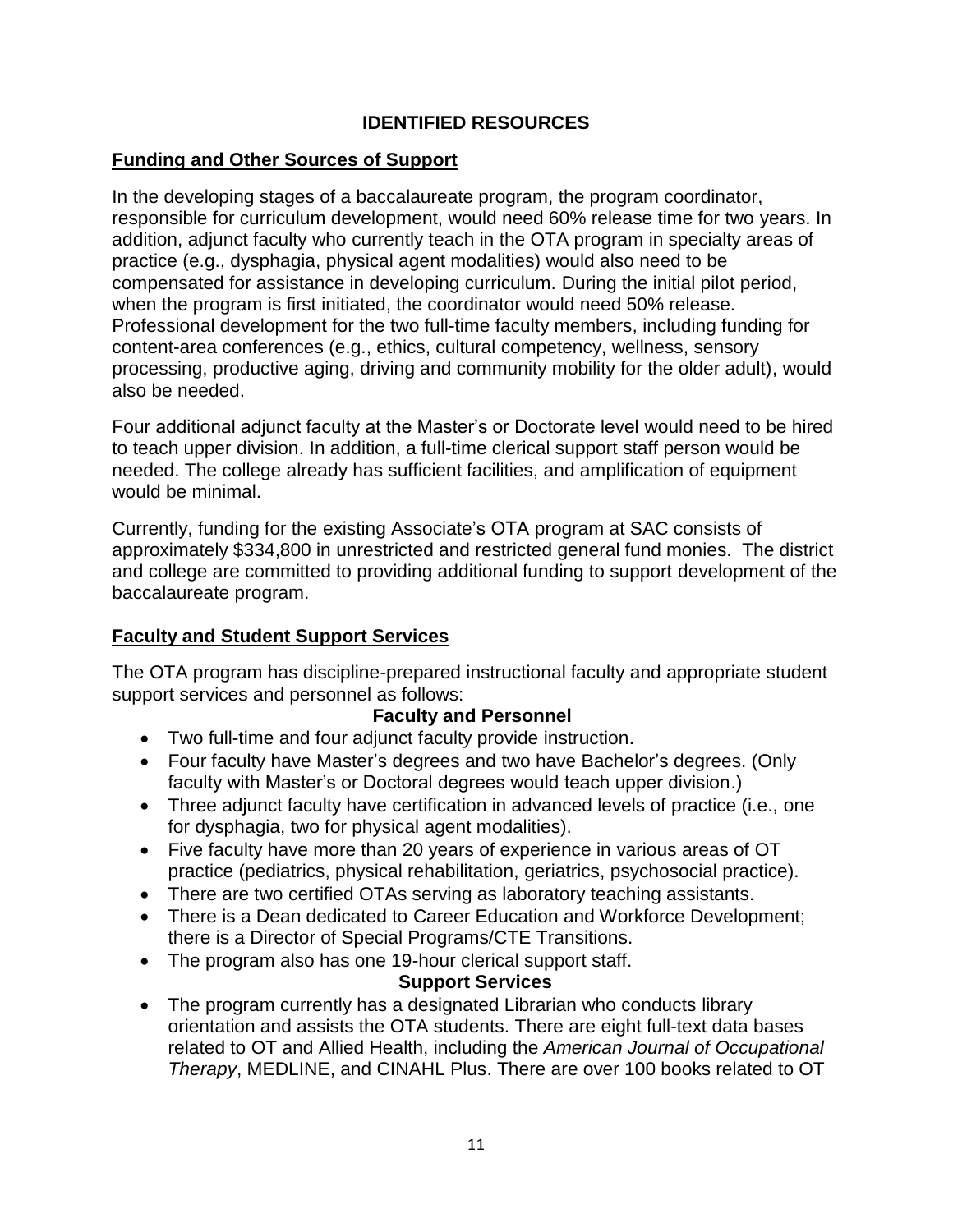# IDENTIFIED RESOURCES

## Funding and Other Sources of Support

In the developing stages of a baccalaureate program, the program coordinator, responsible for curriculum development, would need 60% release time for two years. In addition, adjunct faculty who currently teach in the OTA program in specialty areas of practice (e.g., dysphagia, physical agent modalities) would also need to be compensated for assistance in developing curriculum. During the initial pilot period, when the program is first initiated, the coordinator would need 50% release. Professional development for the two full-time faculty members, including funding for content-area conferences (e.g., ethics, cultural competency, wellness, sensory processing, productive aging, driving and community mobility for the older adult), would also be needed.

Four additional adjunct faculty at the Master's or Doctorate level would need to be hired to teach upper division. In addition, a full-time clerical support staff person would be needed. The college already has sufficient facilities, and amplification of equipment would be minimal.

Currently, funding for the existing Associate's OTA program at SAC consists of approximately $334,800 in unrestricted and restricted general fund monies. The district and college are committed to providing additional funding to support development of the baccalaureate program.

## Faculty and Student Support Services

The OTA program has discipline-prepared instructional faculty and appropriate student support services and personnel as follows:

### Faculty and Personnel

- Two full-time and four adjunct faculty provide instruction.
- Four faculty have Master's degrees and two have Bachelor's degrees. (Only faculty with Master's or Doctoral degrees would teach upper division.)
- Three adjunct faculty have certification in advanced levels of practice (i.e., one for dysphagia, two for physical agent modalities).
- Five faculty have more than 20 years of experience in various areas of OT practice (pediatrics, physical rehabilitation, geriatrics, psychosocial practice).
- There are two certified OTAs serving as laboratory teaching assistants.
- There is a Dean dedicated to Career Education and Workforce Development; there is a Director of Special Programs/CTE Transitions.
- The program also has one 19-hour clerical support staff.

### Support Services

- The program currently has a designated Librarian who conducts library orientation and assists the OTA students. There are eight full-text data bases related to OT and Allied Health, including the *American Journal of Occupational Therapy*, MEDLINE, and CINAHL Plus. There are over 100 books related to OT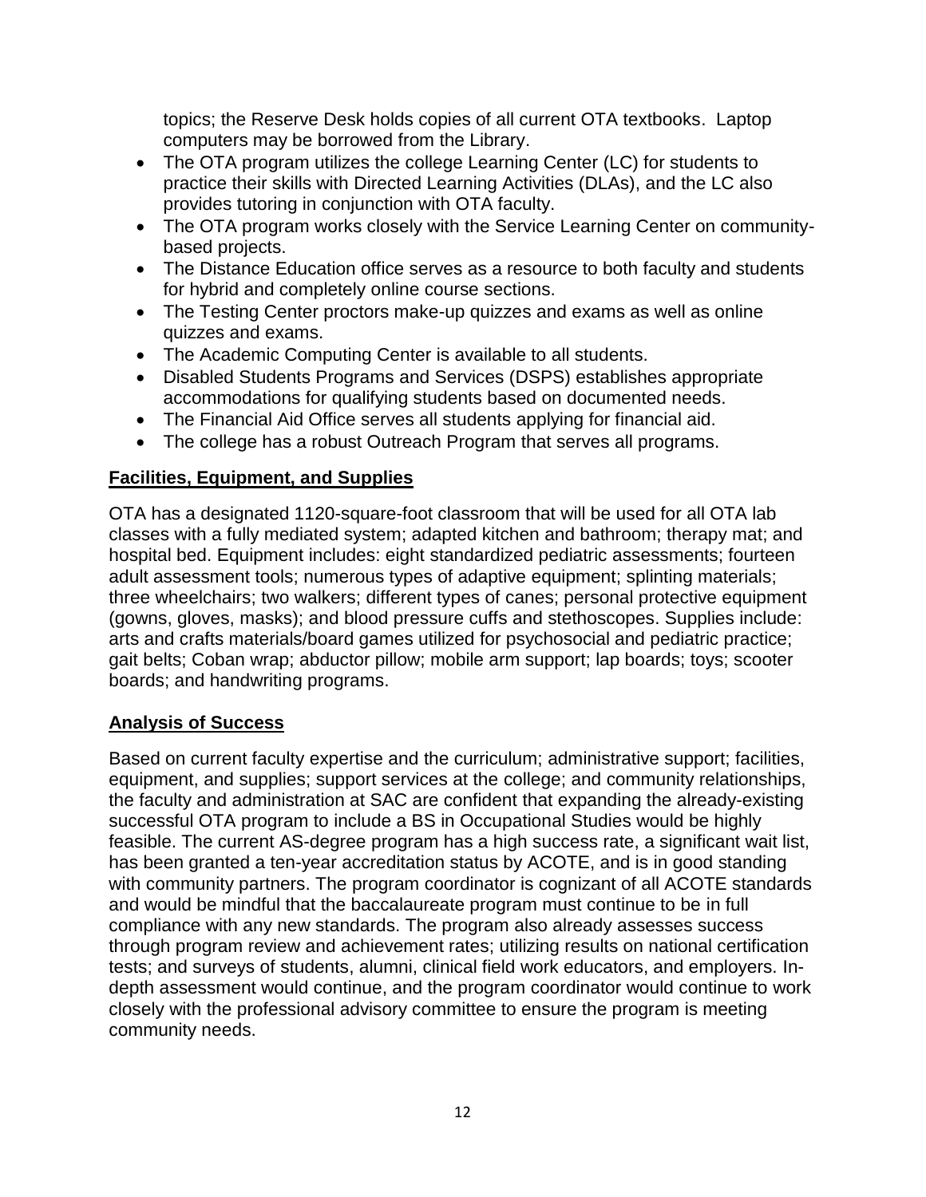topics; the Reserve Desk holds copies of all current OTA textbooks. Laptop computers may be borrowed from the Library.

- The OTA program utilizes the college Learning Center (LC) for students to practice their skills with Directed Learning Activities (DLAs), and the LC also provides tutoring in conjunction with OTA faculty.
- The OTA program works closely with the Service Learning Center on community-based projects.
- The Distance Education office serves as a resource to both faculty and students for hybrid and completely online course sections.
- The Testing Center proctors make-up quizzes and exams as well as online quizzes and exams.
- The Academic Computing Center is available to all students.
- Disabled Students Programs and Services (DSPS) establishes appropriate accommodations for qualifying students based on documented needs.
- The Financial Aid Office serves all students applying for financial aid.
- The college has a robust Outreach Program that serves all programs.

## Facilities, Equipment, and Supplies

OTA has a designated 1120-square-foot classroom that will be used for all OTA lab classes with a fully mediated system; adapted kitchen and bathroom; therapy mat; and hospital bed. Equipment includes: eight standardized pediatric assessments; fourteen adult assessment tools; numerous types of adaptive equipment; splinting materials; three wheelchairs; two walkers; different types of canes; personal protective equipment (gowns, gloves, masks); and blood pressure cuffs and stethoscopes. Supplies include: arts and crafts materials/board games utilized for psychosocial and pediatric practice; gait belts; Coban wrap; abductor pillow; mobile arm support; lap boards; toys; scooter boards; and handwriting programs.

## Analysis of Success

Based on current faculty expertise and the curriculum; administrative support; facilities, equipment, and supplies; support services at the college; and community relationships, the faculty and administration at SAC are confident that expanding the already-existing successful OTA program to include a BS in Occupational Studies would be highly feasible. The current AS-degree program has a high success rate, a significant wait list, has been granted a ten-year accreditation status by ACOTE, and is in good standing with community partners. The program coordinator is cognizant of all ACOTE standards and would be mindful that the baccalaureate program must continue to be in full compliance with any new standards. The program also already assesses success through program review and achievement rates; utilizing results on national certification tests; and surveys of students, alumni, clinical field work educators, and employers. In-depth assessment would continue, and the program coordinator would continue to work closely with the professional advisory committee to ensure the program is meeting community needs.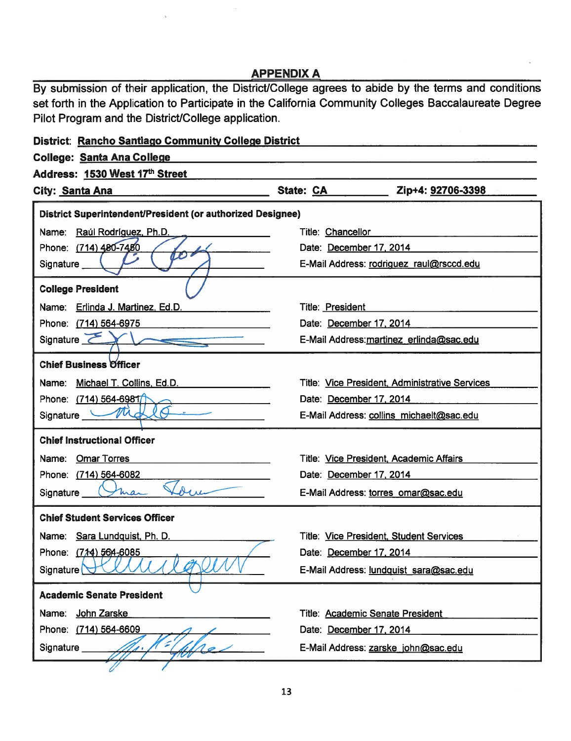## APPENDIX A

By submission of their application, the District/College agrees to abide by the terms and conditions set forth in the Application to Participate in the California Community Colleges Baccalaureate Degree Pilot Program and the District/College application.

**District:** Rancho Santiago Community College District

**College:** Santa Ana College

**Address:** 1530 West 17th Street

**City:** Santa Ana  **State:** CA  **Zip+4:** 92706-3398

| | |
|---|---|
| **District Superintendent/President (or authorized Designee)** | |
| Name: Raúl Rodríguez, Ph.D. | Title: Chancellor |
| Phone: (714) 480-7450 | Date: December 17, 2014 |
| Signature | E-Mail Address: rodriguez_raul@rsccd.edu |
| **College President** | |
| Name: Erlinda J. Martinez, Ed.D. | Title: President |
| Phone: (714) 564-6975 | Date: December 17, 2014 |
| Signature | E-Mail Address: martinez_erlinda@sac.edu |
| **Chief Business Officer** | |
| Name: Michael T. Collins, Ed.D. | Title: Vice President, Administrative Services |
| Phone: (714) 564-6981 | Date: December 17, 2014 |
| Signature | E-Mail Address: collins_michaelt@sac.edu |
| **Chief Instructional Officer** | |
| Name: Omar Torres | Title: Vice President, Academic Affairs |
| Phone: (714) 564-6082 | Date: December 17, 2014 |
| Signature | E-Mail Address: torres_omar@sac.edu |
| **Chief Student Services Officer** | |
| Name: Sara Lundquist, Ph. D. | Title: Vice President, Student Services |
| Phone: (714) 564-6085 | Date: December 17, 2014 |
| Signature | E-Mail Address: lundquist_sara@sac.edu |
| **Academic Senate President** | |
| Name: John Zarske | Title: Academic Senate President |
| Phone: (714) 564-6609 | Date: December 17, 2014 |
| Signature | E-Mail Address: zarske_john@sac.edu |